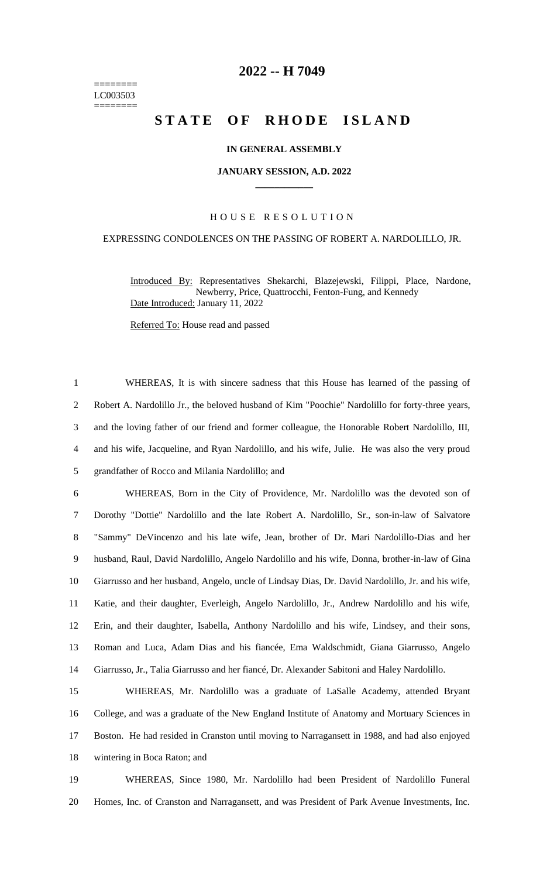========
LC003503
========

# 2022 -- H 7049

# STATE OF RHODE ISLAND

**IN GENERAL ASSEMBLY**

**JANUARY SESSION, A.D. 2022**

____________

HOUSE RESOLUTION

EXPRESSING CONDOLENCES ON THE PASSING OF ROBERT A. NARDOLILLO, JR.

Introduced By: Representatives Shekarchi, Blazejewski, Filippi, Place, Nardone, Newberry, Price, Quattrocchi, Fenton-Fung, and Kennedy

Date Introduced: January 11, 2022

Referred To: House read and passed

WHEREAS, It is with sincere sadness that this House has learned of the passing of Robert A. Nardolillo Jr., the beloved husband of Kim "Poochie" Nardolillo for forty-three years, and the loving father of our friend and former colleague, the Honorable Robert Nardolillo, III, and his wife, Jacqueline, and Ryan Nardolillo, and his wife, Julie. He was also the very proud grandfather of Rocco and Milania Nardolillo; and

WHEREAS, Born in the City of Providence, Mr. Nardolillo was the devoted son of Dorothy "Dottie" Nardolillo and the late Robert A. Nardolillo, Sr., son-in-law of Salvatore "Sammy" DeVincenzo and his late wife, Jean, brother of Dr. Mari Nardolillo-Dias and her husband, Raul, David Nardolillo, Angelo Nardolillo and his wife, Donna, brother-in-law of Gina Giarrusso and her husband, Angelo, uncle of Lindsay Dias, Dr. David Nardolillo, Jr. and his wife, Katie, and their daughter, Everleigh, Angelo Nardolillo, Jr., Andrew Nardolillo and his wife, Erin, and their daughter, Isabella, Anthony Nardolillo and his wife, Lindsey, and their sons, Roman and Luca, Adam Dias and his fiancée, Ema Waldschmidt, Giana Giarrusso, Angelo Giarrusso, Jr., Talia Giarrusso and her fiancé, Dr. Alexander Sabitoni and Haley Nardolillo.

WHEREAS, Mr. Nardolillo was a graduate of LaSalle Academy, attended Bryant College, and was a graduate of the New England Institute of Anatomy and Mortuary Sciences in Boston. He had resided in Cranston until moving to Narragansett in 1988, and had also enjoyed wintering in Boca Raton; and

WHEREAS, Since 1980, Mr. Nardolillo had been President of Nardolillo Funeral Homes, Inc. of Cranston and Narragansett, and was President of Park Avenue Investments, Inc.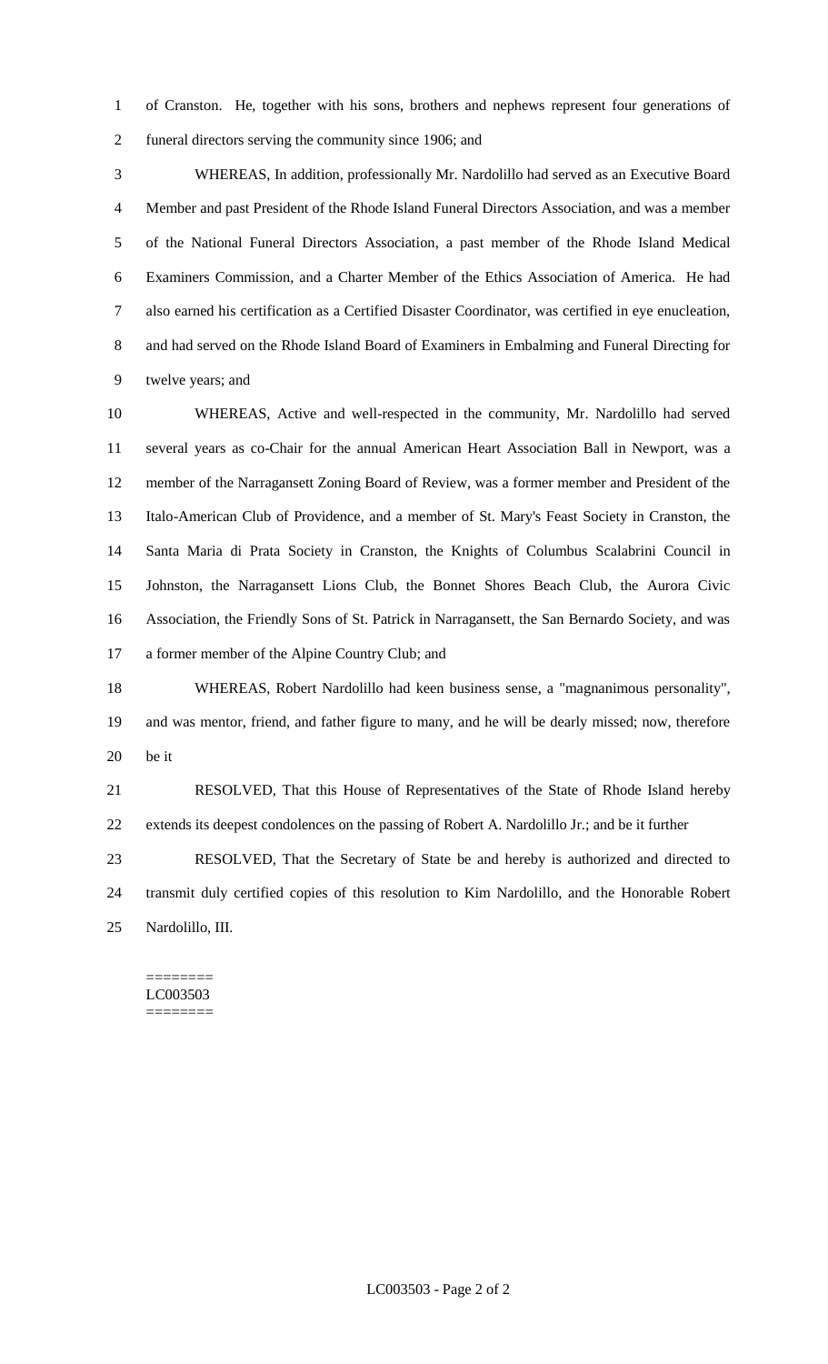of Cranston. He, together with his sons, brothers and nephews represent four generations of funeral directors serving the community since 1906; and

WHEREAS, In addition, professionally Mr. Nardolillo had served as an Executive Board Member and past President of the Rhode Island Funeral Directors Association, and was a member of the National Funeral Directors Association, a past member of the Rhode Island Medical Examiners Commission, and a Charter Member of the Ethics Association of America. He had also earned his certification as a Certified Disaster Coordinator, was certified in eye enucleation, and had served on the Rhode Island Board of Examiners in Embalming and Funeral Directing for twelve years; and

WHEREAS, Active and well-respected in the community, Mr. Nardolillo had served several years as co-Chair for the annual American Heart Association Ball in Newport, was a member of the Narragansett Zoning Board of Review, was a former member and President of the Italo-American Club of Providence, and a member of St. Mary's Feast Society in Cranston, the Santa Maria di Prata Society in Cranston, the Knights of Columbus Scalabrini Council in Johnston, the Narragansett Lions Club, the Bonnet Shores Beach Club, the Aurora Civic Association, the Friendly Sons of St. Patrick in Narragansett, the San Bernardo Society, and was a former member of the Alpine Country Club; and

WHEREAS, Robert Nardolillo had keen business sense, a "magnanimous personality", and was mentor, friend, and father figure to many, and he will be dearly missed; now, therefore be it

RESOLVED, That this House of Representatives of the State of Rhode Island hereby extends its deepest condolences on the passing of Robert A. Nardolillo Jr.; and be it further

RESOLVED, That the Secretary of State be and hereby is authorized and directed to transmit duly certified copies of this resolution to Kim Nardolillo, and the Honorable Robert Nardolillo, III.

========
LC003503
========